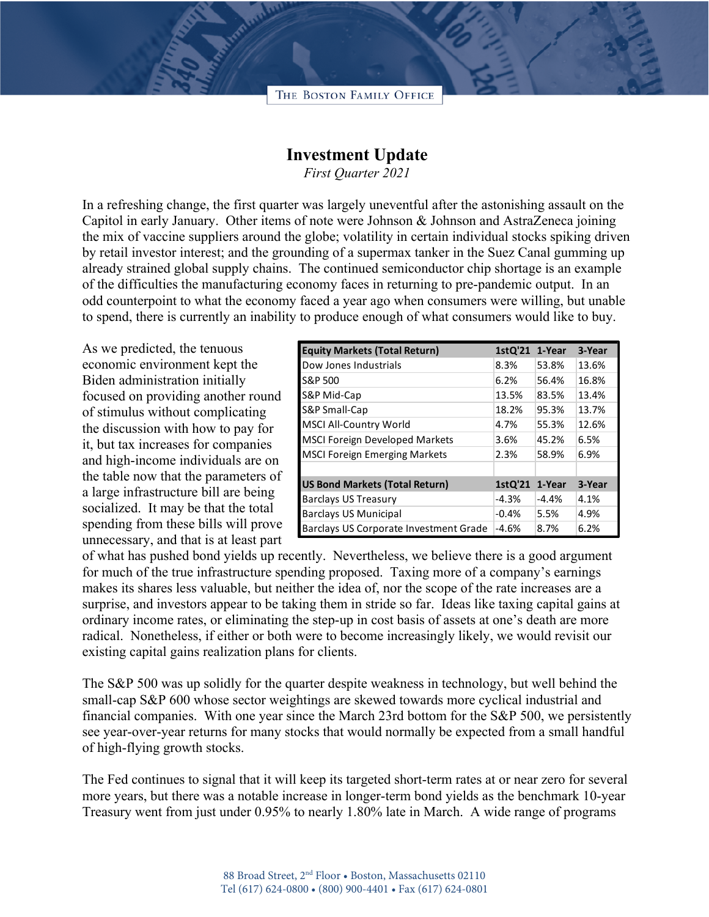# Investment Update

*First Quarter 2021*

In a refreshing change, the first quarter was largely uneventful after the astonishing assault on the Capitol in early January. Other items of note were Johnson & Johnson and AstraZeneca joining the mix of vaccine suppliers around the globe; volatility in certain individual stocks spiking driven by retail investor interest; and the grounding of a supermax tanker in the Suez Canal gumming up already strained global supply chains. The continued semiconductor chip shortage is an example of the difficulties the manufacturing economy faces in returning to pre-pandemic output. In an odd counterpoint to what the economy faced a year ago when consumers were willing, but unable to spend, there is currently an inability to produce enough of what consumers would like to buy.

| Equity Markets (Total Return) | 1stQ'21 | 1-Year | 3-Year |
|---|---|---|---|
| Dow Jones Industrials | 8.3% | 53.8% | 13.6% |
| S&P 500 | 6.2% | 56.4% | 16.8% |
| S&P Mid-Cap | 13.5% | 83.5% | 13.4% |
| S&P Small-Cap | 18.2% | 95.3% | 13.7% |
| MSCI All-Country World | 4.7% | 55.3% | 12.6% |
| MSCI Foreign Developed Markets | 3.6% | 45.2% | 6.5% |
| MSCI Foreign Emerging Markets | 2.3% | 58.9% | 6.9% |
| | | | |
| **US Bond Markets (Total Return)** | **1stQ'21** | **1-Year** | **3-Year** |
| Barclays US Treasury | -4.3% | -4.4% | 4.1% |
| Barclays US Municipal | -0.4% | 5.5% | 4.9% |
| Barclays US Corporate Investment Grade | -4.6% | 8.7% | 6.2% |

As we predicted, the tenuous economic environment kept the Biden administration initially focused on providing another round of stimulus without complicating the discussion with how to pay for it, but tax increases for companies and high-income individuals are on the table now that the parameters of a large infrastructure bill are being socialized. It may be that the total spending from these bills will prove unnecessary, and that is at least part of what has pushed bond yields up recently. Nevertheless, we believe there is a good argument for much of the true infrastructure spending proposed. Taxing more of a company's earnings makes its shares less valuable, but neither the idea of, nor the scope of the rate increases are a surprise, and investors appear to be taking them in stride so far. Ideas like taxing capital gains at ordinary income rates, or eliminating the step-up in cost basis of assets at one's death are more radical. Nonetheless, if either or both were to become increasingly likely, we would revisit our existing capital gains realization plans for clients.

The S&P 500 was up solidly for the quarter despite weakness in technology, but well behind the small-cap S&P 600 whose sector weightings are skewed towards more cyclical industrial and financial companies. With one year since the March 23rd bottom for the S&P 500, we persistently see year-over-year returns for many stocks that would normally be expected from a small handful of high-flying growth stocks.

The Fed continues to signal that it will keep its targeted short-term rates at or near zero for several more years, but there was a notable increase in longer-term bond yields as the benchmark 10-year Treasury went from just under 0.95% to nearly 1.80% late in March. A wide range of programs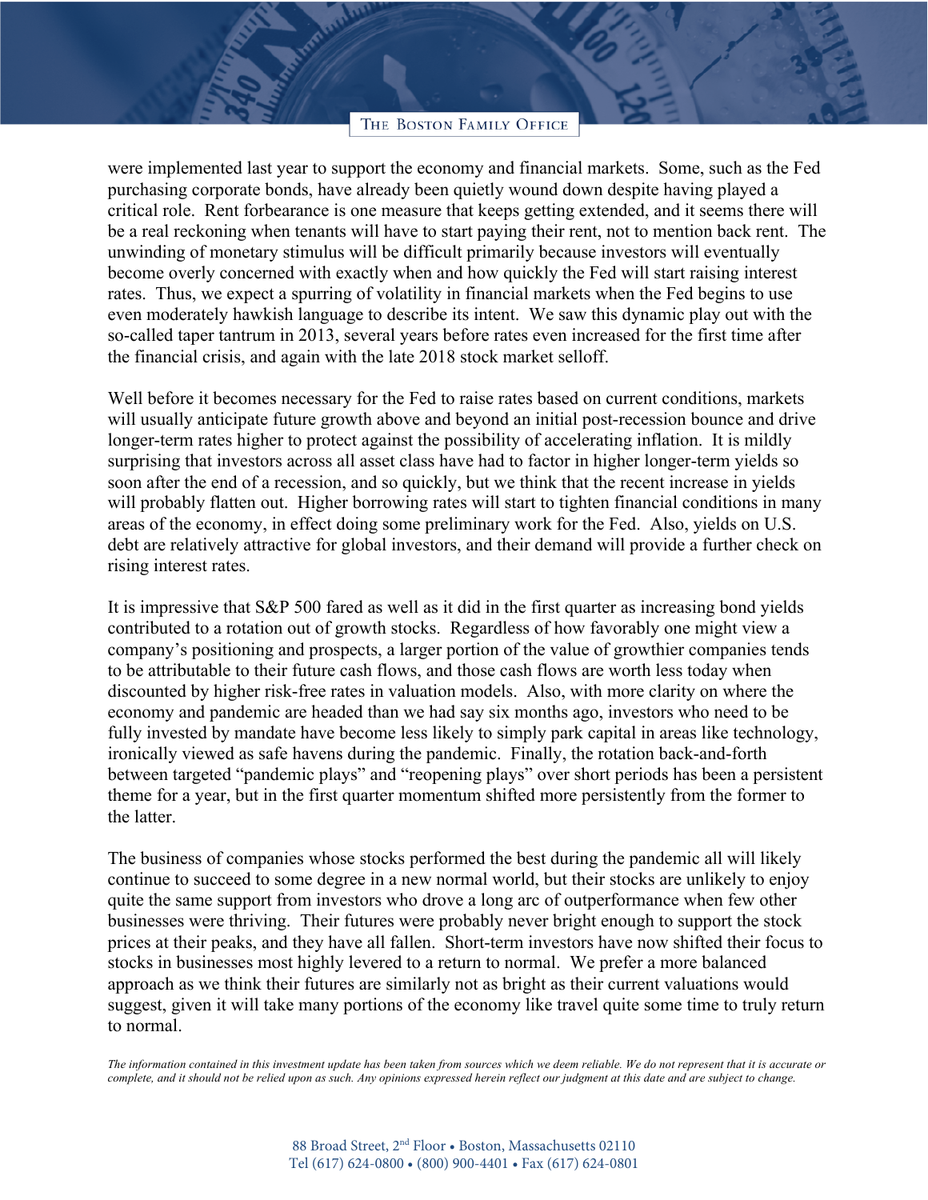were implemented last year to support the economy and financial markets. Some, such as the Fed purchasing corporate bonds, have already been quietly wound down despite having played a critical role. Rent forbearance is one measure that keeps getting extended, and it seems there will be a real reckoning when tenants will have to start paying their rent, not to mention back rent. The unwinding of monetary stimulus will be difficult primarily because investors will eventually become overly concerned with exactly when and how quickly the Fed will start raising interest rates. Thus, we expect a spurring of volatility in financial markets when the Fed begins to use even moderately hawkish language to describe its intent. We saw this dynamic play out with the so-called taper tantrum in 2013, several years before rates even increased for the first time after the financial crisis, and again with the late 2018 stock market selloff.

Well before it becomes necessary for the Fed to raise rates based on current conditions, markets will usually anticipate future growth above and beyond an initial post-recession bounce and drive longer-term rates higher to protect against the possibility of accelerating inflation. It is mildly surprising that investors across all asset class have had to factor in higher longer-term yields so soon after the end of a recession, and so quickly, but we think that the recent increase in yields will probably flatten out. Higher borrowing rates will start to tighten financial conditions in many areas of the economy, in effect doing some preliminary work for the Fed. Also, yields on U.S. debt are relatively attractive for global investors, and their demand will provide a further check on rising interest rates.

It is impressive that S&P 500 fared as well as it did in the first quarter as increasing bond yields contributed to a rotation out of growth stocks. Regardless of how favorably one might view a company's positioning and prospects, a larger portion of the value of growthier companies tends to be attributable to their future cash flows, and those cash flows are worth less today when discounted by higher risk-free rates in valuation models. Also, with more clarity on where the economy and pandemic are headed than we had say six months ago, investors who need to be fully invested by mandate have become less likely to simply park capital in areas like technology, ironically viewed as safe havens during the pandemic. Finally, the rotation back-and-forth between targeted "pandemic plays" and "reopening plays" over short periods has been a persistent theme for a year, but in the first quarter momentum shifted more persistently from the former to the latter.

The business of companies whose stocks performed the best during the pandemic all will likely continue to succeed to some degree in a new normal world, but their stocks are unlikely to enjoy quite the same support from investors who drove a long arc of outperformance when few other businesses were thriving. Their futures were probably never bright enough to support the stock prices at their peaks, and they have all fallen. Short-term investors have now shifted their focus to stocks in businesses most highly levered to a return to normal. We prefer a more balanced approach as we think their futures are similarly not as bright as their current valuations would suggest, given it will take many portions of the economy like travel quite some time to truly return to normal.

*The information contained in this investment update has been taken from sources which we deem reliable. We do not represent that it is accurate or complete, and it should not be relied upon as such. Any opinions expressed herein reflect our judgment at this date and are subject to change.*